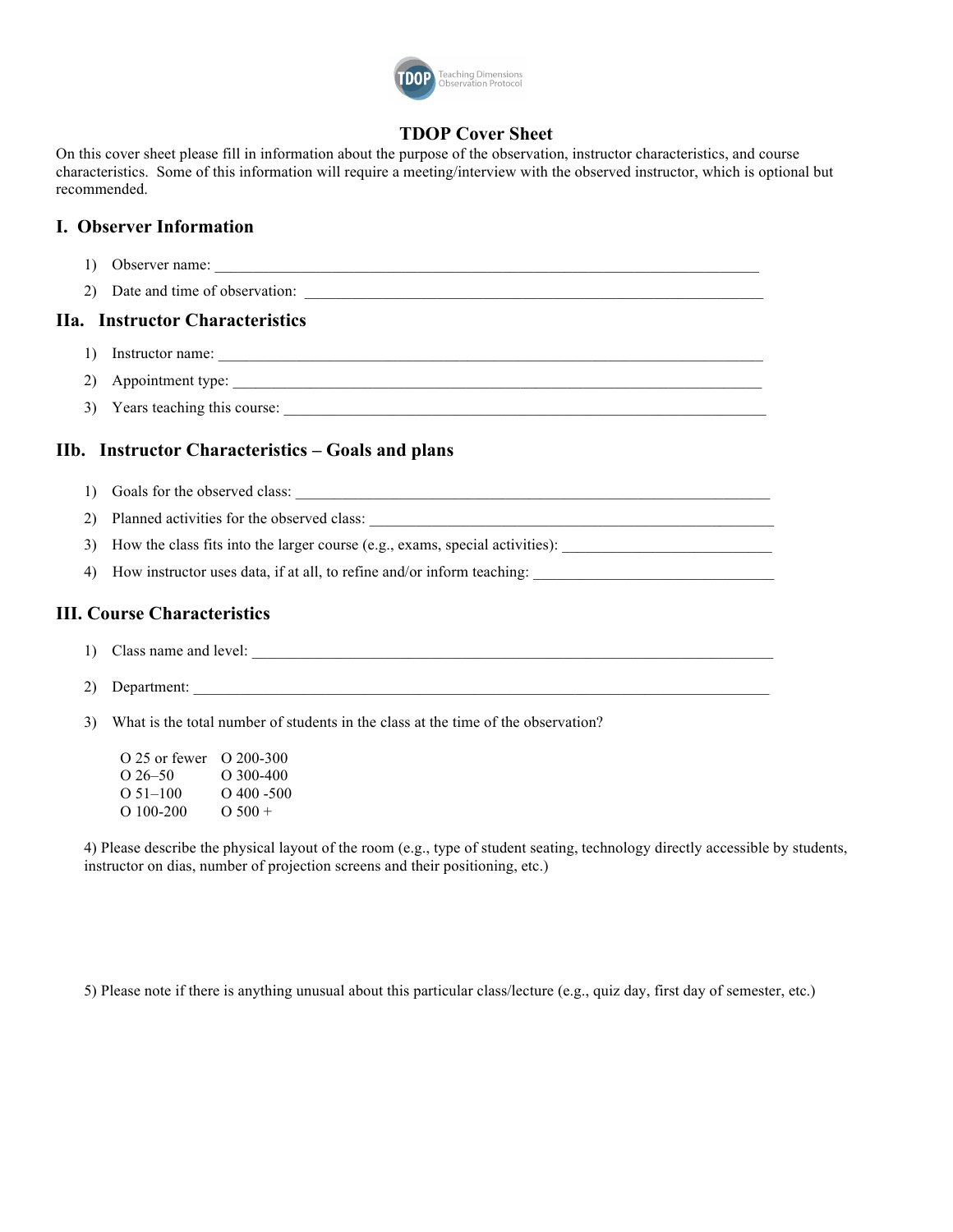# TDOP Cover Sheet

On this cover sheet please fill in information about the purpose of the observation, instructor characteristics, and course characteristics. Some of this information will require a meeting/interview with the observed instructor, which is optional but recommended.

## I. Observer Information

1) Observer name: ___________________________________________________________________________

2) Date and time of observation: _______________________________________________________________

## IIa. Instructor Characteristics

1) Instructor name: __________________________________________________________________________

2) Appointment type: _________________________________________________________________________

3) Years teaching this course: __________________________________________________________________

## IIb. Instructor Characteristics – Goals and plans

1) Goals for the observed class: _________________________________________________________________

2) Planned activities for the observed class: ________________________________________________________

3) How the class fits into the larger course (e.g., exams, special activities): ___________________________

4) How instructor uses data, if at all, to refine and/or inform teaching: _______________________________

## III. Course Characteristics

1) Class name and level: ______________________________________________________________________

2) Department: ______________________________________________________________________________

3) What is the total number of students in the class at the time of the observation?

| | |
|---|---|
| O 25 or fewer | O 200-300 |
| O 26–50 | O 300-400 |
| O 51–100 | O 400 -500 |
| O 100-200 | O 500 + |

4) Please describe the physical layout of the room (e.g., type of student seating, technology directly accessible by students, instructor on dias, number of projection screens and their positioning, etc.)

5) Please note if there is anything unusual about this particular class/lecture (e.g., quiz day, first day of semester, etc.)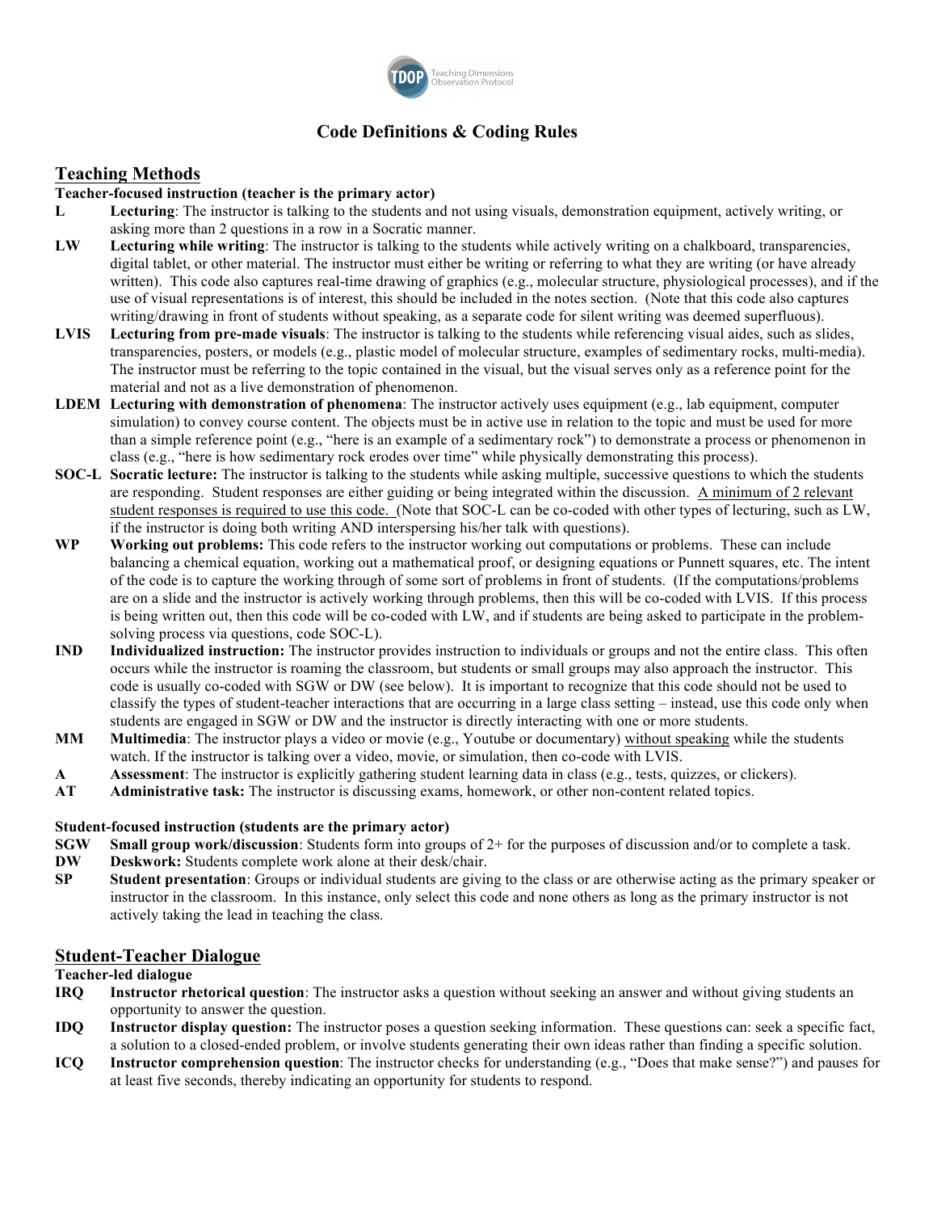# Code Definitions & Coding Rules

## Teaching Methods

**Teacher-focused instruction (teacher is the primary actor)**

**L** **Lecturing**: The instructor is talking to the students and not using visuals, demonstration equipment, actively writing, or asking more than 2 questions in a row in a Socratic manner.

**LW** **Lecturing while writing**: The instructor is talking to the students while actively writing on a chalkboard, transparencies, digital tablet, or other material. The instructor must either be writing or referring to what they are writing (or have already written). This code also captures real-time drawing of graphics (e.g., molecular structure, physiological processes), and if the use of visual representations is of interest, this should be included in the notes section. (Note that this code also captures writing/drawing in front of students without speaking, as a separate code for silent writing was deemed superfluous).

**LVIS** **Lecturing from pre-made visuals**: The instructor is talking to the students while referencing visual aides, such as slides, transparencies, posters, or models (e.g., plastic model of molecular structure, examples of sedimentary rocks, multi-media). The instructor must be referring to the topic contained in the visual, but the visual serves only as a reference point for the material and not as a live demonstration of phenomenon.

**LDEM** **Lecturing with demonstration of phenomena**: The instructor actively uses equipment (e.g., lab equipment, computer simulation) to convey course content. The objects must be in active use in relation to the topic and must be used for more than a simple reference point (e.g., "here is an example of a sedimentary rock") to demonstrate a process or phenomenon in class (e.g., "here is how sedimentary rock erodes over time" while physically demonstrating this process).

**SOC-L** **Socratic lecture:** The instructor is talking to the students while asking multiple, successive questions to which the students are responding. Student responses are either guiding or being integrated within the discussion. <u>A minimum of 2 relevant student responses is required to use this code.</u> (Note that SOC-L can be co-coded with other types of lecturing, such as LW, if the instructor is doing both writing AND interspersing his/her talk with questions).

**WP** **Working out problems:** This code refers to the instructor working out computations or problems. These can include balancing a chemical equation, working out a mathematical proof, or designing equations or Punnett squares, etc. The intent of the code is to capture the working through of some sort of problems in front of students. (If the computations/problems are on a slide and the instructor is actively working through problems, then this will be co-coded with LVIS. If this process is being written out, then this code will be co-coded with LW, and if students are being asked to participate in the problem-solving process via questions, code SOC-L).

**IND** **Individualized instruction:** The instructor provides instruction to individuals or groups and not the entire class. This often occurs while the instructor is roaming the classroom, but students or small groups may also approach the instructor. This code is usually co-coded with SGW or DW (see below). It is important to recognize that this code should not be used to classify the types of student-teacher interactions that are occurring in a large class setting – instead, use this code only when students are engaged in SGW or DW and the instructor is directly interacting with one or more students.

**MM** **Multimedia**: The instructor plays a video or movie (e.g., Youtube or documentary) <u>without speaking</u> while the students watch. If the instructor is talking over a video, movie, or simulation, then co-code with LVIS.

**A** **Assessment**: The instructor is explicitly gathering student learning data in class (e.g., tests, quizzes, or clickers).

**AT** **Administrative task:** The instructor is discussing exams, homework, or other non-content related topics.

**Student-focused instruction (students are the primary actor)**

**SGW** **Small group work/discussion**: Students form into groups of 2+ for the purposes of discussion and/or to complete a task.

**DW** **Deskwork:** Students complete work alone at their desk/chair.

**SP** **Student presentation**: Groups or individual students are giving to the class or are otherwise acting as the primary speaker or instructor in the classroom. In this instance, only select this code and none others as long as the primary instructor is not actively taking the lead in teaching the class.

## Student-Teacher Dialogue

**Teacher-led dialogue**

**IRQ** **Instructor rhetorical question**: The instructor asks a question without seeking an answer and without giving students an opportunity to answer the question.

**IDQ** **Instructor display question:** The instructor poses a question seeking information. These questions can: seek a specific fact, a solution to a closed-ended problem, or involve students generating their own ideas rather than finding a specific solution.

**ICQ** **Instructor comprehension question**: The instructor checks for understanding (e.g., "Does that make sense?") and pauses for at least five seconds, thereby indicating an opportunity for students to respond.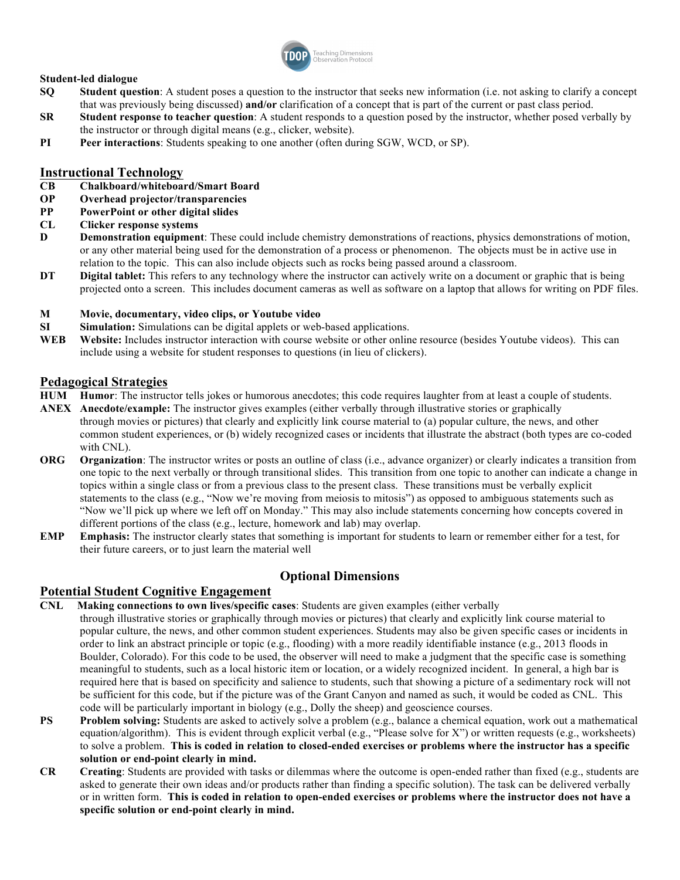**Student-led dialogue**

- **SQ** **Student question**: A student poses a question to the instructor that seeks new information (i.e. not asking to clarify a concept that was previously being discussed) **and/or** clarification of a concept that is part of the current or past class period.
- **SR** **Student response to teacher question**: A student responds to a question posed by the instructor, whether posed verbally by the instructor or through digital means (e.g., clicker, website).
- **PI** **Peer interactions**: Students speaking to one another (often during SGW, WCD, or SP).

## Instructional Technology

- **CB** **Chalkboard/whiteboard/Smart Board**
- **OP** **Overhead projector/transparencies**
- **PP** **PowerPoint or other digital slides**
- **CL** **Clicker response systems**
- **D** **Demonstration equipment**: These could include chemistry demonstrations of reactions, physics demonstrations of motion, or any other material being used for the demonstration of a process or phenomenon. The objects must be in active use in relation to the topic. This can also include objects such as rocks being passed around a classroom.
- **DT** **Digital tablet:** This refers to any technology where the instructor can actively write on a document or graphic that is being projected onto a screen. This includes document cameras as well as software on a laptop that allows for writing on PDF files.
- **M** **Movie, documentary, video clips, or Youtube video**
- **SI** **Simulation:** Simulations can be digital applets or web-based applications.
- **WEB** **Website:** Includes instructor interaction with course website or other online resource (besides Youtube videos). This can include using a website for student responses to questions (in lieu of clickers).

## Pedagogical Strategies

- **HUM** **Humor**: The instructor tells jokes or humorous anecdotes; this code requires laughter from at least a couple of students.
- **ANEX** **Anecdote/example:** The instructor gives examples (either verbally through illustrative stories or graphically through movies or pictures) that clearly and explicitly link course material to (a) popular culture, the news, and other common student experiences, or (b) widely recognized cases or incidents that illustrate the abstract (both types are co-coded with CNL).
- **ORG** **Organization**: The instructor writes or posts an outline of class (i.e., advance organizer) or clearly indicates a transition from one topic to the next verbally or through transitional slides. This transition from one topic to another can indicate a change in topics within a single class or from a previous class to the present class. These transitions must be verbally explicit statements to the class (e.g., "Now we're moving from meiosis to mitosis") as opposed to ambiguous statements such as "Now we'll pick up where we left off on Monday." This may also include statements concerning how concepts covered in different portions of the class (e.g., lecture, homework and lab) may overlap.
- **EMP** **Emphasis:** The instructor clearly states that something is important for students to learn or remember either for a test, for their future careers, or to just learn the material well

# Optional Dimensions

## Potential Student Cognitive Engagement

- **CNL** **Making connections to own lives/specific cases**: Students are given examples (either verbally through illustrative stories or graphically through movies or pictures) that clearly and explicitly link course material to popular culture, the news, and other common student experiences. Students may also be given specific cases or incidents in order to link an abstract principle or topic (e.g., flooding) with a more readily identifiable instance (e.g., 2013 floods in Boulder, Colorado). For this code to be used, the observer will need to make a judgment that the specific case is something meaningful to students, such as a local historic item or location, or a widely recognized incident. In general, a high bar is required here that is based on specificity and salience to students, such that showing a picture of a sedimentary rock will not be sufficient for this code, but if the picture was of the Grant Canyon and named as such, it would be coded as CNL. This code will be particularly important in biology (e.g., Dolly the sheep) and geoscience courses.
- **PS** **Problem solving:** Students are asked to actively solve a problem (e.g., balance a chemical equation, work out a mathematical equation/algorithm). This is evident through explicit verbal (e.g., "Please solve for X") or written requests (e.g., worksheets) to solve a problem. **This is coded in relation to closed-ended exercises or problems where the instructor has a specific solution or end-point clearly in mind.**
- **CR** **Creating**: Students are provided with tasks or dilemmas where the outcome is open-ended rather than fixed (e.g., students are asked to generate their own ideas and/or products rather than finding a specific solution). The task can be delivered verbally or in written form. **This is coded in relation to open-ended exercises or problems where the instructor does not have a specific solution or end-point clearly in mind.**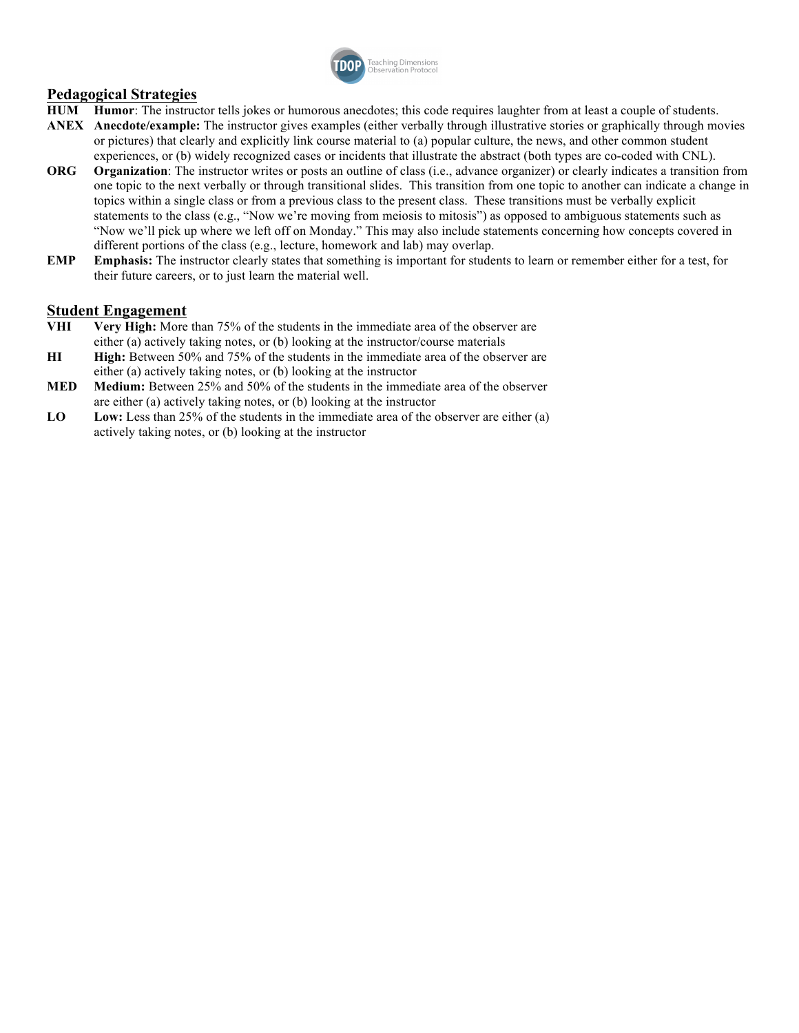## Pedagogical Strategies

**HUM** **Humor**: The instructor tells jokes or humorous anecdotes; this code requires laughter from at least a couple of students.

**ANEX** **Anecdote/example:** The instructor gives examples (either verbally through illustrative stories or graphically through movies or pictures) that clearly and explicitly link course material to (a) popular culture, the news, and other common student experiences, or (b) widely recognized cases or incidents that illustrate the abstract (both types are co-coded with CNL).

**ORG** **Organization**: The instructor writes or posts an outline of class (i.e., advance organizer) or clearly indicates a transition from one topic to the next verbally or through transitional slides. This transition from one topic to another can indicate a change in topics within a single class or from a previous class to the present class. These transitions must be verbally explicit statements to the class (e.g., "Now we're moving from meiosis to mitosis") as opposed to ambiguous statements such as "Now we'll pick up where we left off on Monday." This may also include statements concerning how concepts covered in different portions of the class (e.g., lecture, homework and lab) may overlap.

**EMP** **Emphasis:** The instructor clearly states that something is important for students to learn or remember either for a test, for their future careers, or to just learn the material well.

## Student Engagement

**VHI** **Very High:** More than 75% of the students in the immediate area of the observer are either (a) actively taking notes, or (b) looking at the instructor/course materials

**HI** **High:** Between 50% and 75% of the students in the immediate area of the observer are either (a) actively taking notes, or (b) looking at the instructor

**MED** **Medium:** Between 25% and 50% of the students in the immediate area of the observer are either (a) actively taking notes, or (b) looking at the instructor

**LO** **Low:** Less than 25% of the students in the immediate area of the observer are either (a) actively taking notes, or (b) looking at the instructor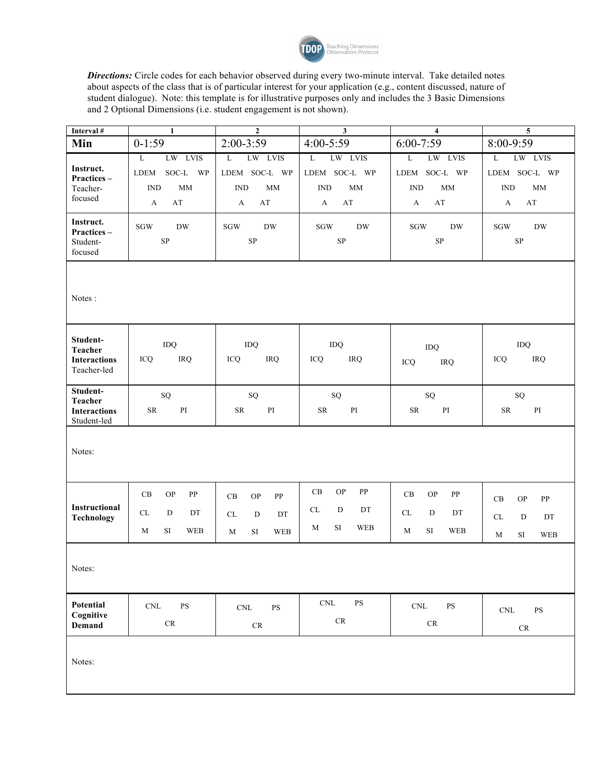TDOP Teaching Dimensions Observation Protocol

***Directions:*** Circle codes for each behavior observed during every two-minute interval. Take detailed notes about aspects of the class that is of particular interest for your application (e.g., content discussed, nature of student dialogue). Note: this template is for illustrative purposes only and includes the 3 Basic Dimensions and 2 Optional Dimensions (i.e. student engagement is not shown).

| **Interval #** | **1** | **2** | **3** | **4** | **5** |
|---|---|---|---|---|---|
| **Min** | 0-1:59 | 2:00-3:59 | 4:00-5:59 | 6:00-7:59 | 8:00-9:59 |
| **Instruct. Practices –** Teacher-focused | L LW LVIS LDEM SOC-L WP IND MM A AT | L LW LVIS LDEM SOC-L WP IND MM A AT | L LW LVIS LDEM SOC-L WP IND MM A AT | L LW LVIS LDEM SOC-L WP IND MM A AT | L LW LVIS LDEM SOC-L WP IND MM A AT |
| **Instruct. Practices –** Student-focused | SGW DW SP | SGW DW SP | SGW DW SP | SGW DW SP | SGW DW SP |
| Notes : | | | | | |
| **Student-Teacher Interactions** Teacher-led | IDQ ICQ IRQ | IDQ ICQ IRQ | IDQ ICQ IRQ | IDQ ICQ IRQ | IDQ ICQ IRQ |
| **Student-Teacher Interactions** Student-led | SQ SR PI | SQ SR PI | SQ SR PI | SQ SR PI | SQ SR PI |
| Notes: | | | | | |
| **Instructional Technology** | CB OP PP CL D DT M SI WEB | CB OP PP CL D DT M SI WEB | CB OP PP CL D DT M SI WEB | CB OP PP CL D DT M SI WEB | CB OP PP CL D DT M SI WEB |
| Notes: | | | | | |
| **Potential Cognitive Demand** | CNL PS CR | CNL PS CR | CNL PS CR | CNL PS CR | CNL PS CR |
| Notes: | | | | | |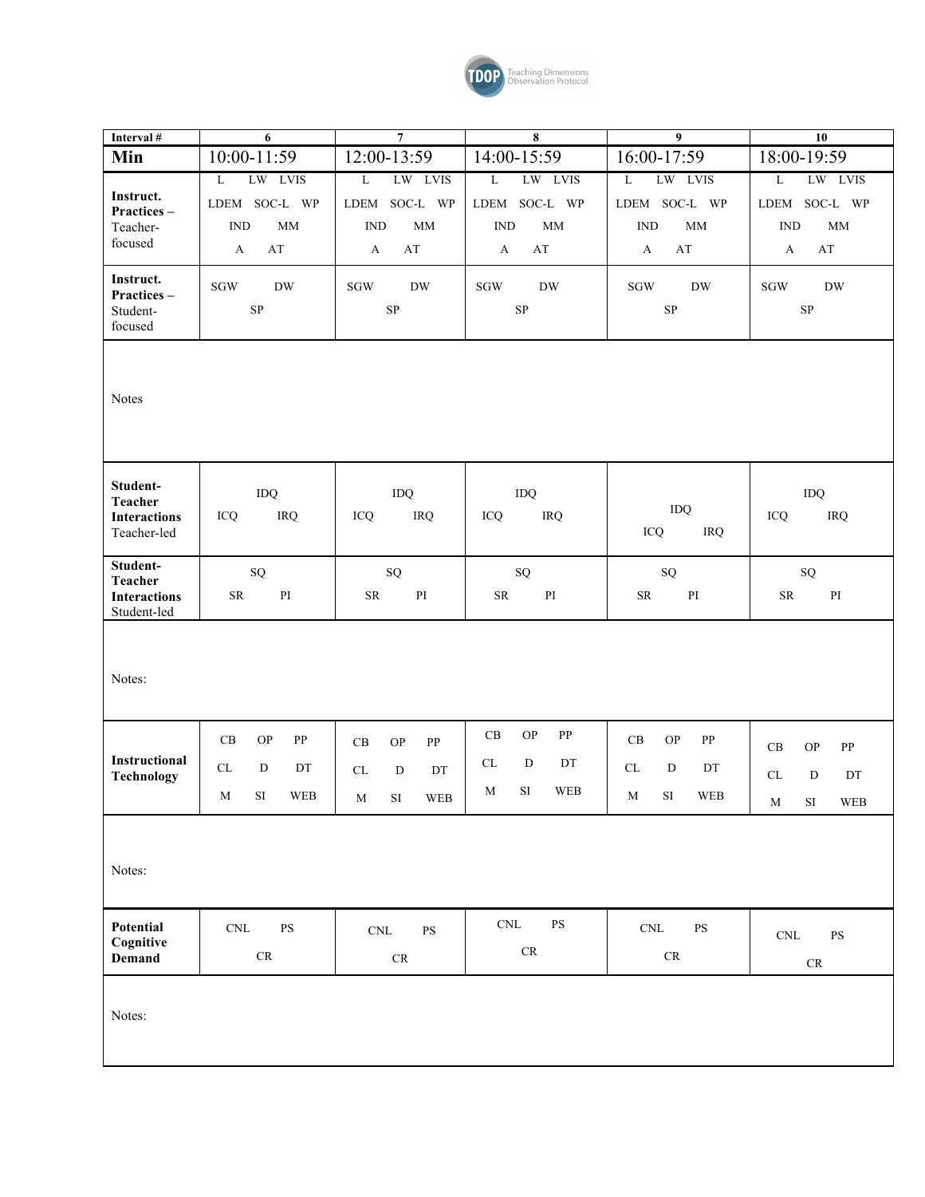TDOP Teaching Dimensions Observation Protocol

| Interval # | 6 | 7 | 8 | 9 | 10 |
|---|---|---|---|---|---|
| **Min** | 10:00-11:59 | 12:00-13:59 | 14:00-15:59 | 16:00-17:59 | 18:00-19:59 |
| **Instruct. Practices –** Teacher-focused | L LW LVIS LDEM SOC-L WP IND MM A AT | L LW LVIS LDEM SOC-L WP IND MM A AT | L LW LVIS LDEM SOC-L WP IND MM A AT | L LW LVIS LDEM SOC-L WP IND MM A AT | L LW LVIS LDEM SOC-L WP IND MM A AT |
| **Instruct. Practices –** Student-focused | SGW DW SP | SGW DW SP | SGW DW SP | SGW DW SP | SGW DW SP |
| Notes | | | | | |
| **Student-Teacher Interactions** Teacher-led | IDQ ICQ IRQ | IDQ ICQ IRQ | IDQ ICQ IRQ | IDQ ICQ IRQ | IDQ ICQ IRQ |
| **Student-Teacher Interactions** Student-led | SQ SR PI | SQ SR PI | SQ SR PI | SQ SR PI | SQ SR PI |
| Notes: | | | | | |
| **Instructional Technology** | CB OP PP CL D DT M SI WEB | CB OP PP CL D DT M SI WEB | CB OP PP CL D DT M SI WEB | CB OP PP CL D DT M SI WEB | CB OP PP CL D DT M SI WEB |
| Notes: | | | | | |
| **Potential Cognitive Demand** | CNL PS CR | CNL PS CR | CNL PS CR | CNL PS CR | CNL PS CR |
| Notes: | | | | | |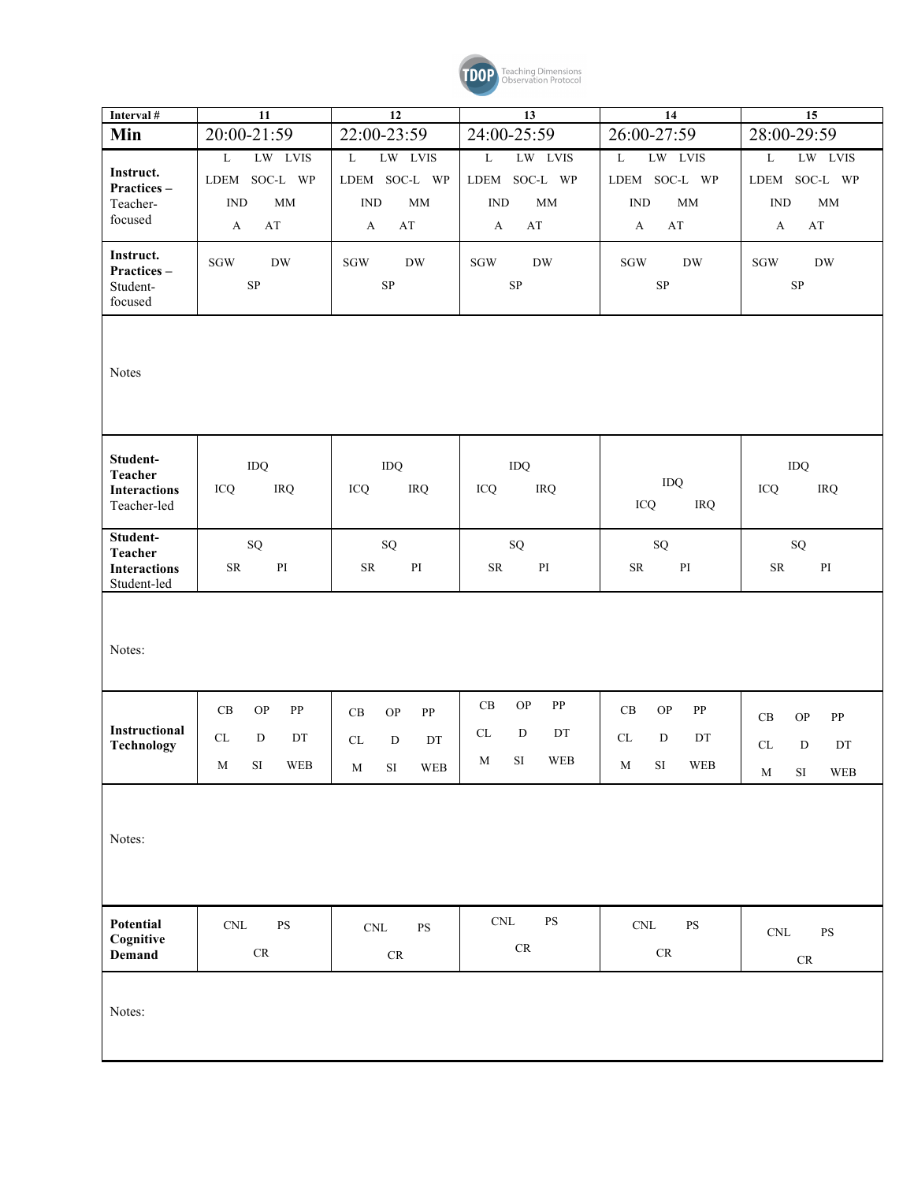| Interval # | 11 | 12 | 13 | 14 | 15 |
|---|---|---|---|---|---|
| **Min** | 20:00-21:59 | 22:00-23:59 | 24:00-25:59 | 26:00-27:59 | 28:00-29:59 |
| **Instruct. Practices –** Teacher-focused | L LW LVIS LDEM SOC-L WP IND MM A AT | L LW LVIS LDEM SOC-L WP IND MM A AT | L LW LVIS LDEM SOC-L WP IND MM A AT | L LW LVIS LDEM SOC-L WP IND MM A AT | L LW LVIS LDEM SOC-L WP IND MM A AT |
| **Instruct. Practices –** Student-focused | SGW DW SP | SGW DW SP | SGW DW SP | SGW DW SP | SGW DW SP |
| Notes | | | | | |
| **Student-Teacher Interactions** Teacher-led | IDQ ICQ IRQ | IDQ ICQ IRQ | IDQ ICQ IRQ | IDQ ICQ IRQ | IDQ ICQ IRQ |
| **Student-Teacher Interactions** Student-led | SQ SR PI | SQ SR PI | SQ SR PI | SQ SR PI | SQ SR PI |
| Notes: | | | | | |
| **Instructional Technology** | CB OP PP CL D DT M SI WEB | CB OP PP CL D DT M SI WEB | CB OP PP CL D DT M SI WEB | CB OP PP CL D DT M SI WEB | CB OP PP CL D DT M SI WEB |
| Notes: | | | | | |
| **Potential Cognitive Demand** | CNL PS CR | CNL PS CR | CNL PS CR | CNL PS CR | CNL PS CR |
| Notes: | | | | | |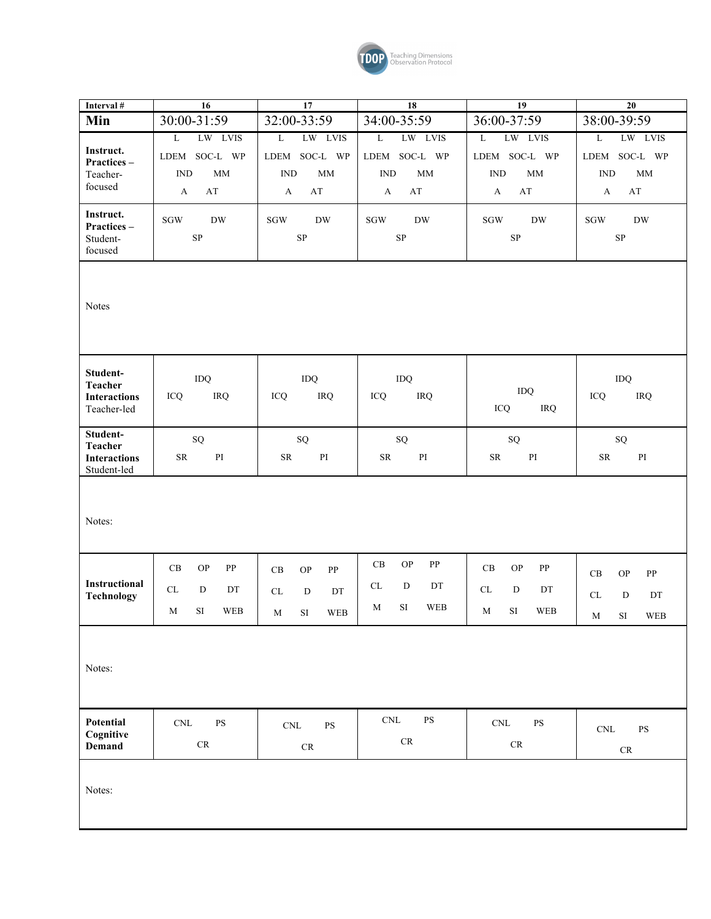TDOP Teaching Dimensions Observation Protocol

| Interval # | 16 | 17 | 18 | 19 | 20 |
|---|---|---|---|---|---|
| **Min** | 30:00-31:59 | 32:00-33:59 | 34:00-35:59 | 36:00-37:59 | 38:00-39:59 |
| **Instruct. Practices –** Teacher-focused | L LW LVIS LDEM SOC-L WP IND MM A AT | L LW LVIS LDEM SOC-L WP IND MM A AT | L LW LVIS LDEM SOC-L WP IND MM A AT | L LW LVIS LDEM SOC-L WP IND MM A AT | L LW LVIS LDEM SOC-L WP IND MM A AT |
| **Instruct. Practices –** Student-focused | SGW DW SP | SGW DW SP | SGW DW SP | SGW DW SP | SGW DW SP |
| Notes | | | | | |
| **Student-Teacher Interactions** Teacher-led | IDQ ICQ IRQ | IDQ ICQ IRQ | IDQ ICQ IRQ | IDQ ICQ IRQ | IDQ ICQ IRQ |
| **Student-Teacher Interactions** Student-led | SQ SR PI | SQ SR PI | SQ SR PI | SQ SR PI | SQ SR PI |
| Notes: | | | | | |
| **Instructional Technology** | CB OP PP CL D DT M SI WEB | CB OP PP CL D DT M SI WEB | CB OP PP CL D DT M SI WEB | CB OP PP CL D DT M SI WEB | CB OP PP CL D DT M SI WEB |
| Notes: | | | | | |
| **Potential Cognitive Demand** | CNL PS CR | CNL PS CR | CNL PS CR | CNL PS CR | CNL PS CR |
| Notes: | | | | | |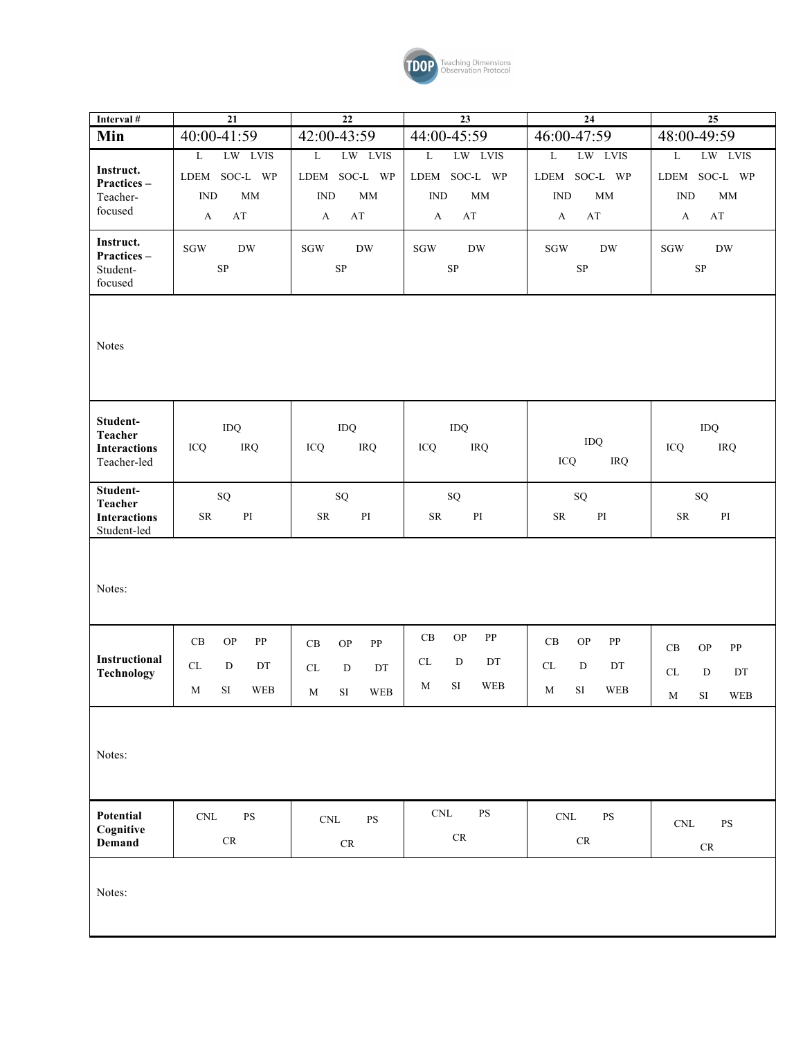Teaching Dimensions Observation Protocol

| Interval # | 21 | 22 | 23 | 24 | 25 |
|---|---|---|---|---|---|
| **Min** | 40:00-41:59 | 42:00-43:59 | 44:00-45:59 | 46:00-47:59 | 48:00-49:59 |
| **Instruct. Practices –** Teacher-focused | L LW LVIS LDEM SOC-L WP IND MM A AT | L LW LVIS LDEM SOC-L WP IND MM A AT | L LW LVIS LDEM SOC-L WP IND MM A AT | L LW LVIS LDEM SOC-L WP IND MM A AT | L LW LVIS LDEM SOC-L WP IND MM A AT |
| **Instruct. Practices –** Student-focused | SGW DW SP | SGW DW SP | SGW DW SP | SGW DW SP | SGW DW SP |
| Notes | | | | | |
| **Student-Teacher Interactions** Teacher-led | IDQ ICQ IRQ | IDQ ICQ IRQ | IDQ ICQ IRQ | IDQ ICQ IRQ | IDQ ICQ IRQ |
| **Student-Teacher Interactions** Student-led | SQ SR PI | SQ SR PI | SQ SR PI | SQ SR PI | SQ SR PI |
| Notes: | | | | | |
| **Instructional Technology** | CB OP PP CL D DT M SI WEB | CB OP PP CL D DT M SI WEB | CB OP PP CL D DT M SI WEB | CB OP PP CL D DT M SI WEB | CB OP PP CL D DT M SI WEB |
| Notes: | | | | | |
| **Potential Cognitive Demand** | CNL PS CR | CNL PS CR | CNL PS CR | CNL PS CR | CNL PS CR |
| Notes: | | | | | |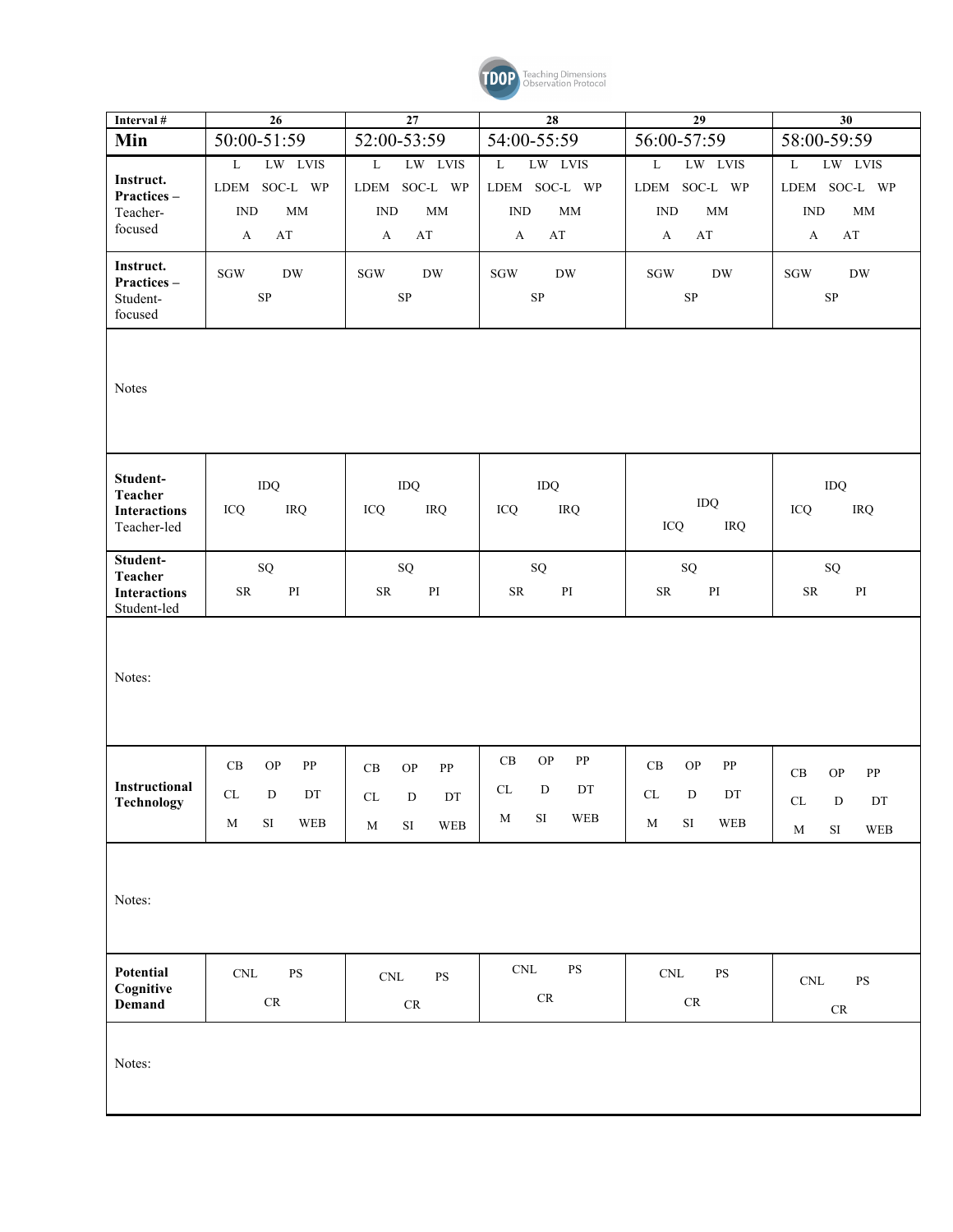| Interval # | 26 | 27 | 28 | 29 | 30 |
|---|---|---|---|---|---|
| **Min** | 50:00-51:59 | 52:00-53:59 | 54:00-55:59 | 56:00-57:59 | 58:00-59:59 |
| **Instruct. Practices –** Teacher-focused | L LW LVIS LDEM SOC-L WP IND MM A AT | L LW LVIS LDEM SOC-L WP IND MM A AT | L LW LVIS LDEM SOC-L WP IND MM A AT | L LW LVIS LDEM SOC-L WP IND MM A AT | L LW LVIS LDEM SOC-L WP IND MM A AT |
| **Instruct. Practices –** Student-focused | SGW DW SP | SGW DW SP | SGW DW SP | SGW DW SP | SGW DW SP |
| Notes | | | | | |
| **Student-Teacher Interactions** Teacher-led | IDQ ICQ IRQ | IDQ ICQ IRQ | IDQ ICQ IRQ | IDQ ICQ IRQ | IDQ ICQ IRQ |
| **Student-Teacher Interactions** Student-led | SQ SR PI | SQ SR PI | SQ SR PI | SQ SR PI | SQ SR PI |
| Notes: | | | | | |
| **Instructional Technology** | CB OP PP CL D DT M SI WEB | CB OP PP CL D DT M SI WEB | CB OP PP CL D DT M SI WEB | CB OP PP CL D DT M SI WEB | CB OP PP CL D DT M SI WEB |
| Notes: | | | | | |
| **Potential Cognitive Demand** | CNL PS CR | CNL PS CR | CNL PS CR | CNL PS CR | CNL PS CR |
| Notes: | | | | | |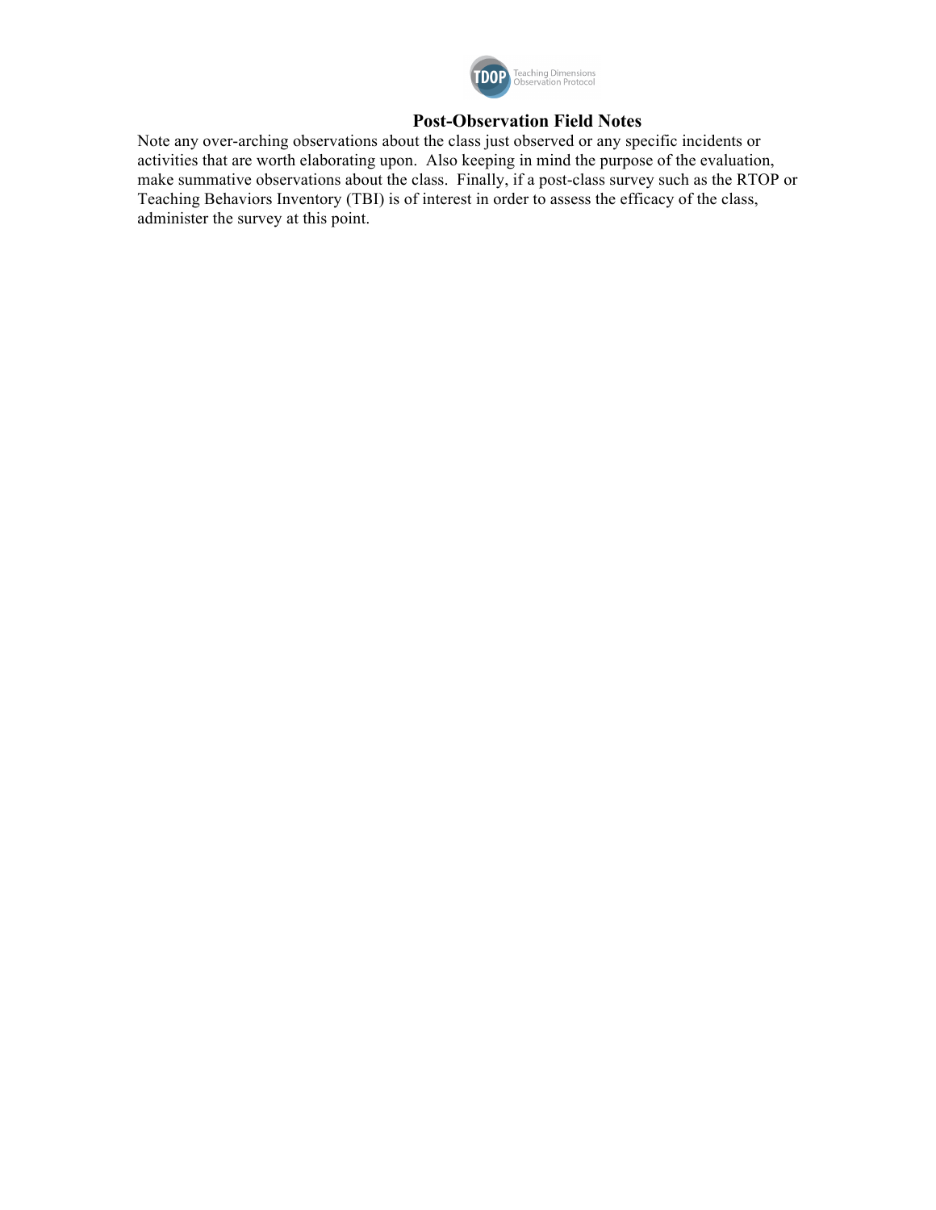## Post-Observation Field Notes

Note any over-arching observations about the class just observed or any specific incidents or activities that are worth elaborating upon. Also keeping in mind the purpose of the evaluation, make summative observations about the class. Finally, if a post-class survey such as the RTOP or Teaching Behaviors Inventory (TBI) is of interest in order to assess the efficacy of the class, administer the survey at this point.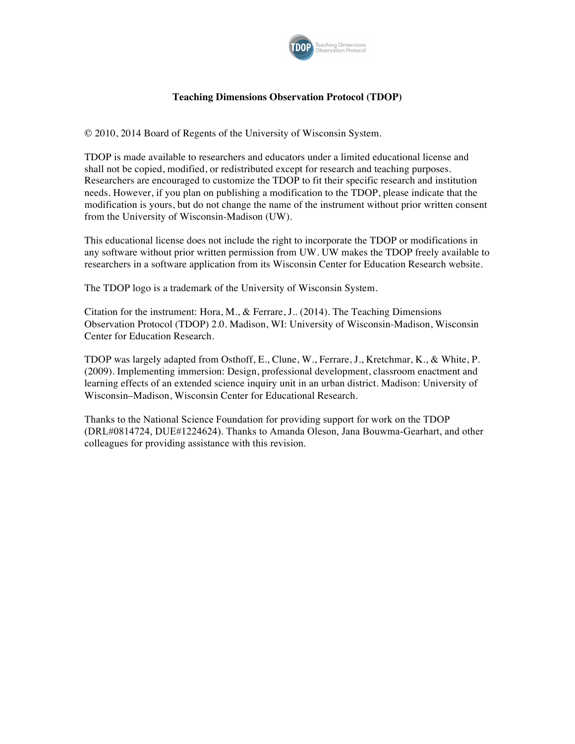# Teaching Dimensions Observation Protocol (TDOP)

© 2010, 2014 Board of Regents of the University of Wisconsin System.

TDOP is made available to researchers and educators under a limited educational license and shall not be copied, modified, or redistributed except for research and teaching purposes. Researchers are encouraged to customize the TDOP to fit their specific research and institution needs. However, if you plan on publishing a modification to the TDOP, please indicate that the modification is yours, but do not change the name of the instrument without prior written consent from the University of Wisconsin-Madison (UW).

This educational license does not include the right to incorporate the TDOP or modifications in any software without prior written permission from UW. UW makes the TDOP freely available to researchers in a software application from its Wisconsin Center for Education Research website.

The TDOP logo is a trademark of the University of Wisconsin System.

Citation for the instrument: Hora, M., & Ferrare, J.. (2014). The Teaching Dimensions Observation Protocol (TDOP) 2.0. Madison, WI: University of Wisconsin-Madison, Wisconsin Center for Education Research.

TDOP was largely adapted from Osthoff, E., Clune, W., Ferrare, J., Kretchmar, K., & White, P. (2009). Implementing immersion: Design, professional development, classroom enactment and learning effects of an extended science inquiry unit in an urban district. Madison: University of Wisconsin–Madison, Wisconsin Center for Educational Research.

Thanks to the National Science Foundation for providing support for work on the TDOP (DRL#0814724, DUE#1224624). Thanks to Amanda Oleson, Jana Bouwma-Gearhart, and other colleagues for providing assistance with this revision.